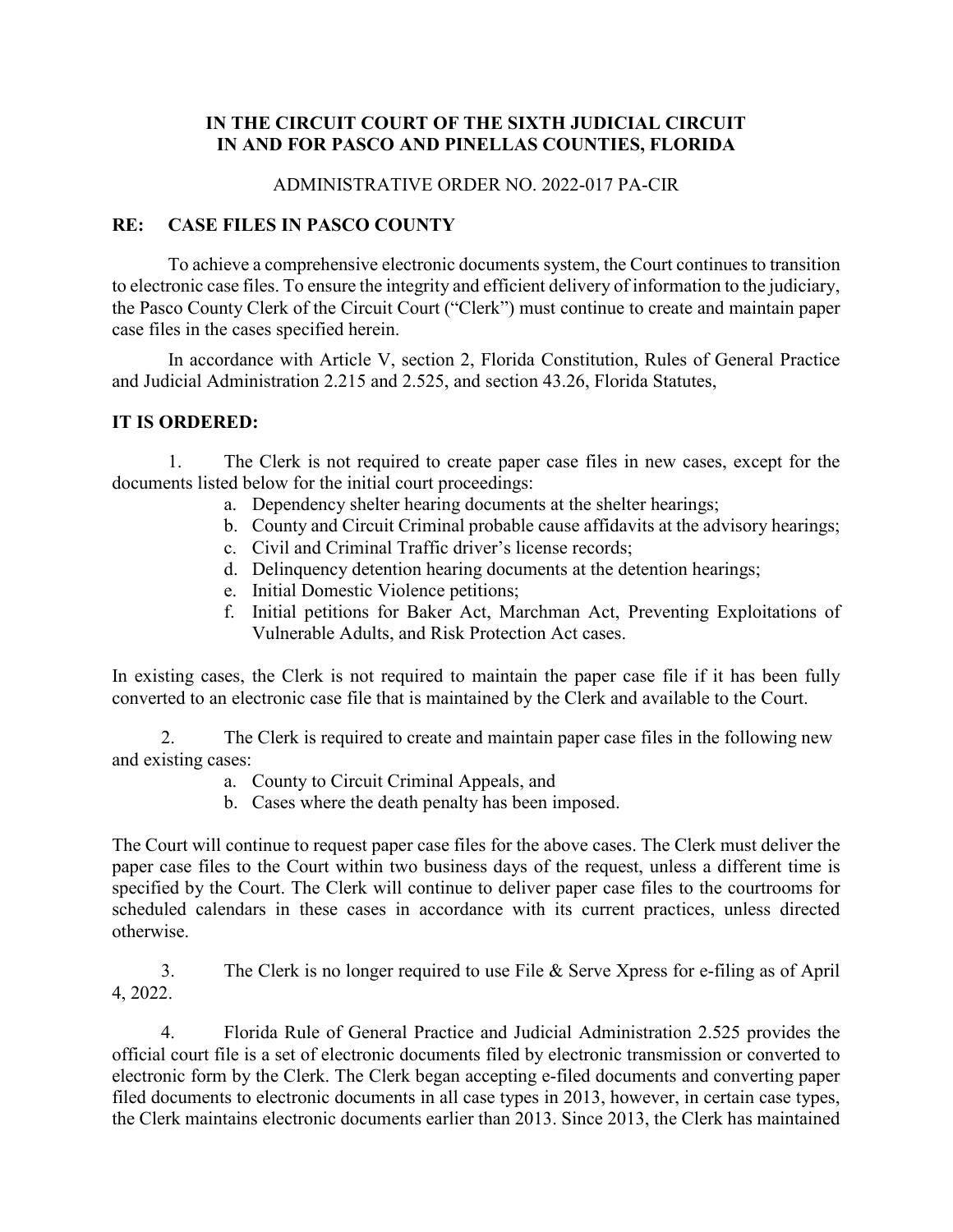**IN THE CIRCUIT COURT OF THE SIXTH JUDICIAL CIRCUIT**
**IN AND FOR PASCO AND PINELLAS COUNTIES, FLORIDA**

ADMINISTRATIVE ORDER NO. 2022-017 PA-CIR

**RE: CASE FILES IN PASCO COUNTY**

To achieve a comprehensive electronic documents system, the Court continues to transition to electronic case files. To ensure the integrity and efficient delivery of information to the judiciary, the Pasco County Clerk of the Circuit Court ("Clerk") must continue to create and maintain paper case files in the cases specified herein.

In accordance with Article V, section 2, Florida Constitution, Rules of General Practice and Judicial Administration 2.215 and 2.525, and section 43.26, Florida Statutes,

**IT IS ORDERED:**

1. The Clerk is not required to create paper case files in new cases, except for the documents listed below for the initial court proceedings:
   a. Dependency shelter hearing documents at the shelter hearings;
   b. County and Circuit Criminal probable cause affidavits at the advisory hearings;
   c. Civil and Criminal Traffic driver's license records;
   d. Delinquency detention hearing documents at the detention hearings;
   e. Initial Domestic Violence petitions;
   f. Initial petitions for Baker Act, Marchman Act, Preventing Exploitations of Vulnerable Adults, and Risk Protection Act cases.

In existing cases, the Clerk is not required to maintain the paper case file if it has been fully converted to an electronic case file that is maintained by the Clerk and available to the Court.

2. The Clerk is required to create and maintain paper case files in the following new and existing cases:
   a. County to Circuit Criminal Appeals, and
   b. Cases where the death penalty has been imposed.

The Court will continue to request paper case files for the above cases. The Clerk must deliver the paper case files to the Court within two business days of the request, unless a different time is specified by the Court. The Clerk will continue to deliver paper case files to the courtrooms for scheduled calendars in these cases in accordance with its current practices, unless directed otherwise.

3. The Clerk is no longer required to use File & Serve Xpress for e-filing as of April 4, 2022.

4. Florida Rule of General Practice and Judicial Administration 2.525 provides the official court file is a set of electronic documents filed by electronic transmission or converted to electronic form by the Clerk. The Clerk began accepting e-filed documents and converting paper filed documents to electronic documents in all case types in 2013, however, in certain case types, the Clerk maintains electronic documents earlier than 2013. Since 2013, the Clerk has maintained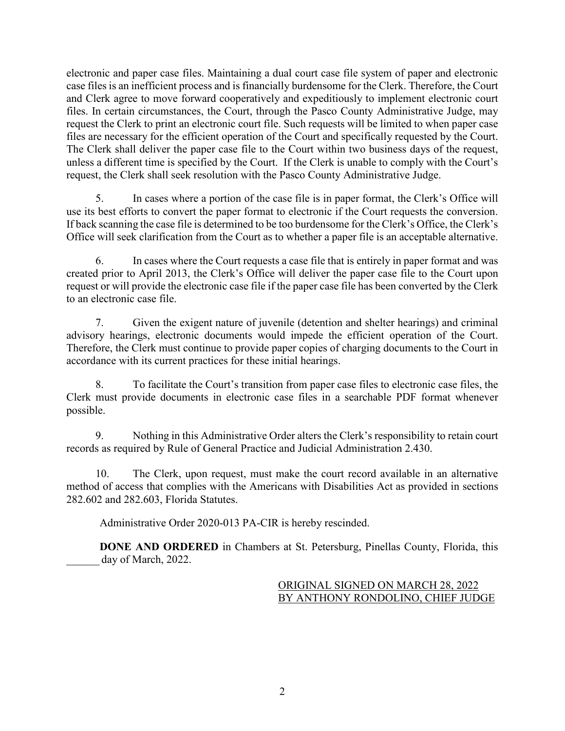electronic and paper case files. Maintaining a dual court case file system of paper and electronic case files is an inefficient process and is financially burdensome for the Clerk. Therefore, the Court and Clerk agree to move forward cooperatively and expeditiously to implement electronic court files. In certain circumstances, the Court, through the Pasco County Administrative Judge, may request the Clerk to print an electronic court file. Such requests will be limited to when paper case files are necessary for the efficient operation of the Court and specifically requested by the Court. The Clerk shall deliver the paper case file to the Court within two business days of the request, unless a different time is specified by the Court. If the Clerk is unable to comply with the Court's request, the Clerk shall seek resolution with the Pasco County Administrative Judge.

5. In cases where a portion of the case file is in paper format, the Clerk's Office will use its best efforts to convert the paper format to electronic if the Court requests the conversion. If back scanning the case file is determined to be too burdensome for the Clerk's Office, the Clerk's Office will seek clarification from the Court as to whether a paper file is an acceptable alternative.

6. In cases where the Court requests a case file that is entirely in paper format and was created prior to April 2013, the Clerk's Office will deliver the paper case file to the Court upon request or will provide the electronic case file if the paper case file has been converted by the Clerk to an electronic case file.

7. Given the exigent nature of juvenile (detention and shelter hearings) and criminal advisory hearings, electronic documents would impede the efficient operation of the Court. Therefore, the Clerk must continue to provide paper copies of charging documents to the Court in accordance with its current practices for these initial hearings.

8. To facilitate the Court's transition from paper case files to electronic case files, the Clerk must provide documents in electronic case files in a searchable PDF format whenever possible.

9. Nothing in this Administrative Order alters the Clerk's responsibility to retain court records as required by Rule of General Practice and Judicial Administration 2.430.

10. The Clerk, upon request, must make the court record available in an alternative method of access that complies with the Americans with Disabilities Act as provided in sections 282.602 and 282.603, Florida Statutes.

Administrative Order 2020-013 PA-CIR is hereby rescinded.

**DONE AND ORDERED** in Chambers at St. Petersburg, Pinellas County, Florida, this ______ day of March, 2022.

ORIGINAL SIGNED ON MARCH 28, 2022
BY ANTHONY RONDOLINO, CHIEF JUDGE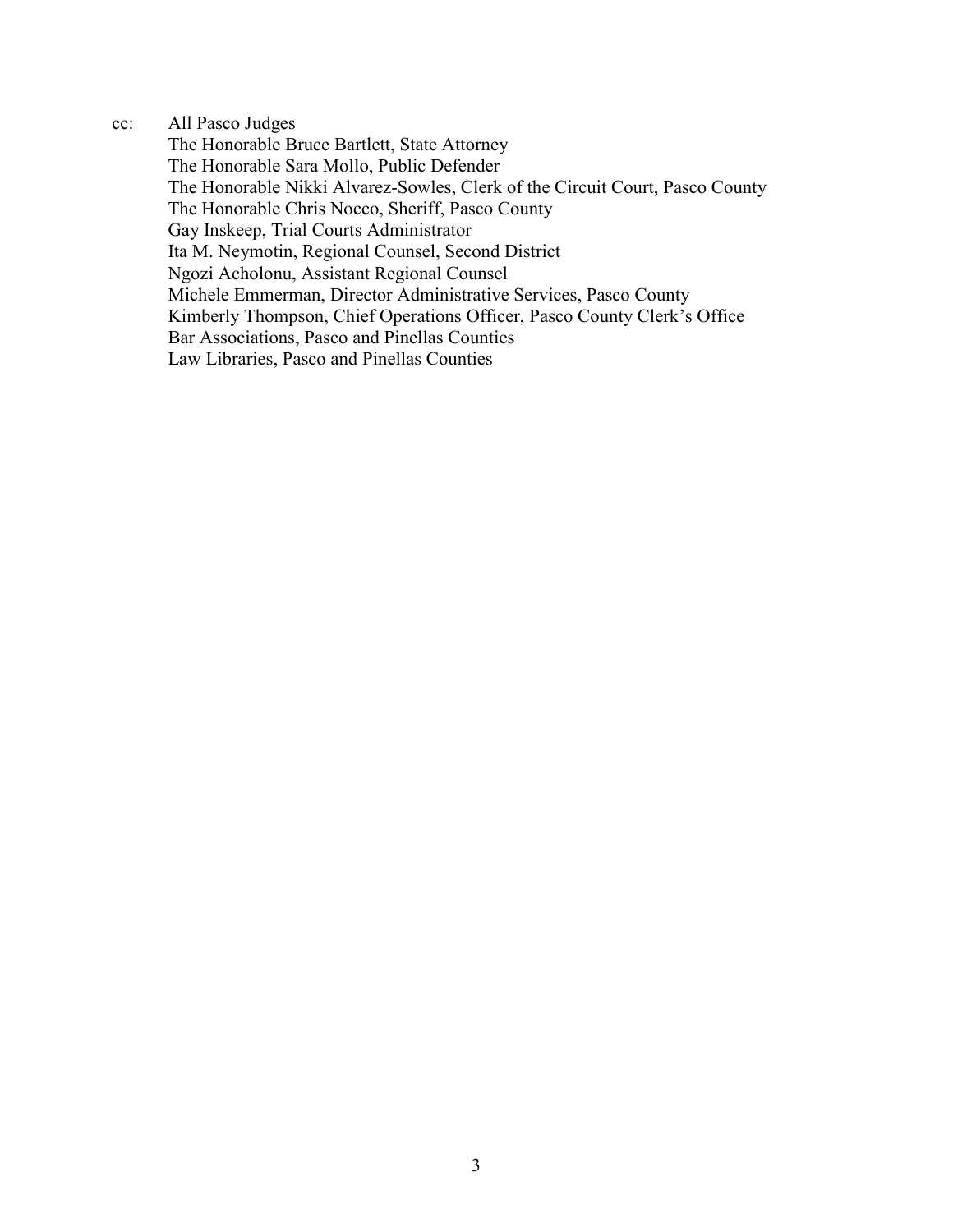cc: All Pasco Judges
The Honorable Bruce Bartlett, State Attorney
The Honorable Sara Mollo, Public Defender
The Honorable Nikki Alvarez-Sowles, Clerk of the Circuit Court, Pasco County
The Honorable Chris Nocco, Sheriff, Pasco County
Gay Inskeep, Trial Courts Administrator
Ita M. Neymotin, Regional Counsel, Second District
Ngozi Acholonu, Assistant Regional Counsel
Michele Emmerman, Director Administrative Services, Pasco County
Kimberly Thompson, Chief Operations Officer, Pasco County Clerk's Office
Bar Associations, Pasco and Pinellas Counties
Law Libraries, Pasco and Pinellas Counties